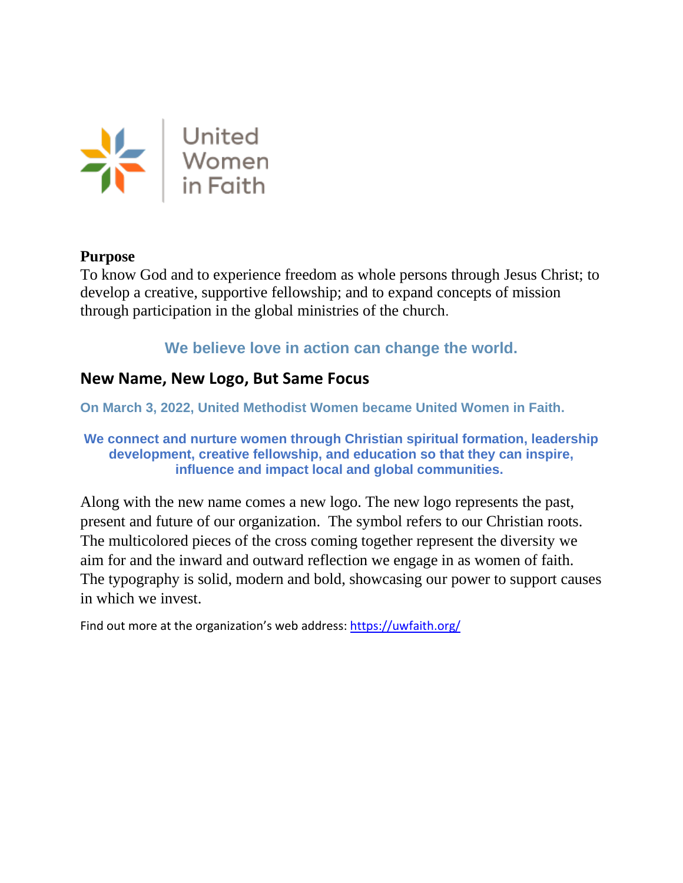United Women in Faith

**Purpose**

To know God and to experience freedom as whole persons through Jesus Christ; to develop a creative, supportive fellowship; and to expand concepts of mission through participation in the global ministries of the church.

**We believe love in action can change the world.**

## New Name, New Logo, But Same Focus

**On March 3, 2022, United Methodist Women became United Women in Faith.**

**We connect and nurture women through Christian spiritual formation, leadership development, creative fellowship, and education so that they can inspire, influence and impact local and global communities.**

Along with the new name comes a new logo. The new logo represents the past, present and future of our organization. The symbol refers to our Christian roots. The multicolored pieces of the cross coming together represent the diversity we aim for and the inward and outward reflection we engage in as women of faith. The typography is solid, modern and bold, showcasing our power to support causes in which we invest.

Find out more at the organization's web address: [https://uwfaith.org/](https://uwfaith.org/)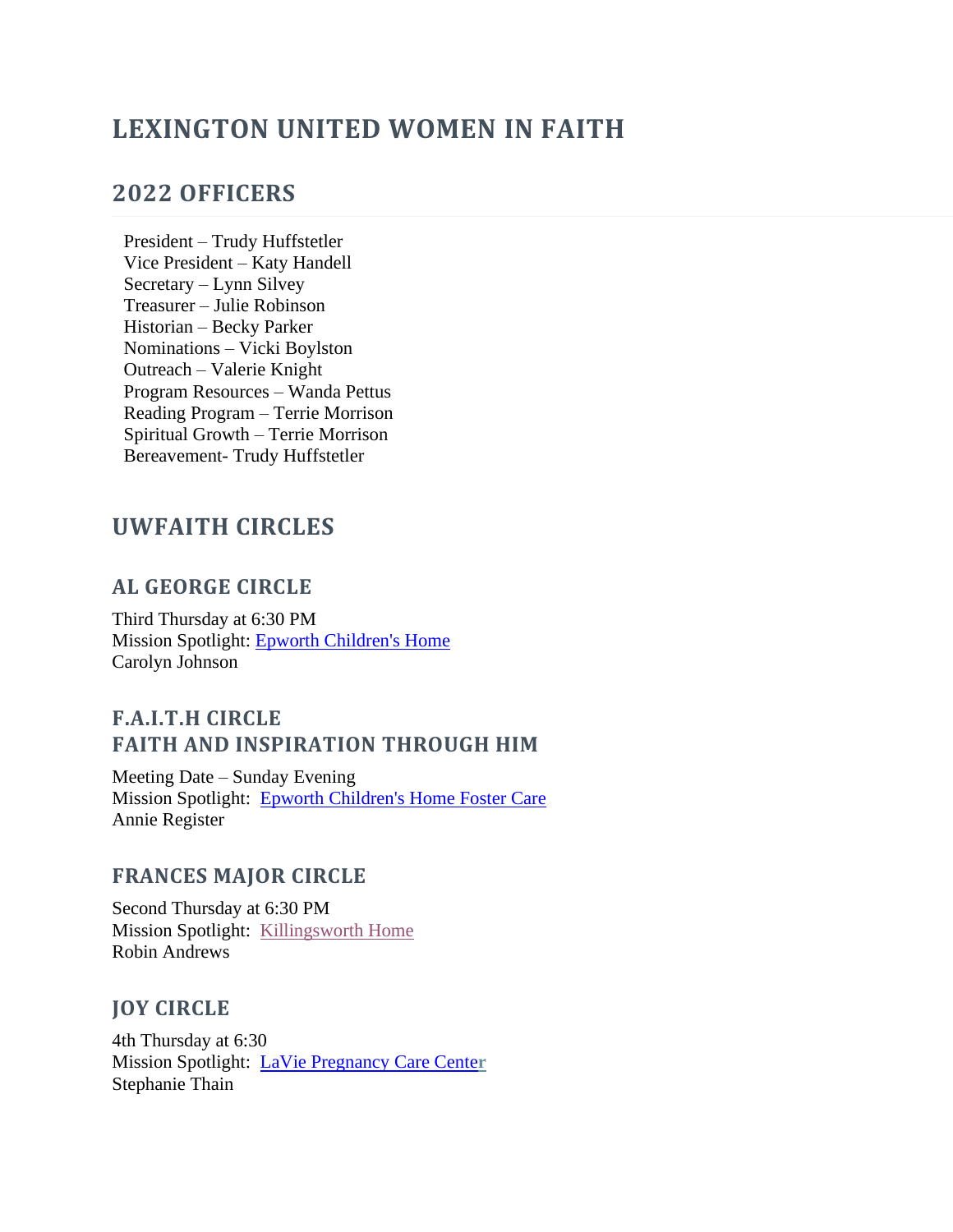# LEXINGTON UNITED WOMEN IN FAITH

## 2022 OFFICERS

President – Trudy Huffstetler  
Vice President – Katy Handell  
Secretary – Lynn Silvey  
Treasurer – Julie Robinson  
Historian – Becky Parker  
Nominations – Vicki Boylston  
Outreach – Valerie Knight  
Program Resources – Wanda Pettus  
Reading Program – Terrie Morrison  
Spiritual Growth – Terrie Morrison  
Bereavement- Trudy Huffstetler

## UWFAITH CIRCLES

### AL GEORGE CIRCLE

Third Thursday at 6:30 PM  
Mission Spotlight: Epworth Children's Home  
Carolyn Johnson

### F.A.I.T.H CIRCLE
### FAITH AND INSPIRATION THROUGH HIM

Meeting Date – Sunday Evening  
Mission Spotlight: Epworth Children's Home Foster Care  
Annie Register

### FRANCES MAJOR CIRCLE

Second Thursday at 6:30 PM  
Mission Spotlight: Killingsworth Home  
Robin Andrews

### JOY CIRCLE

4th Thursday at 6:30  
Mission Spotlight: LaVie Pregnancy Care Center  
Stephanie Thain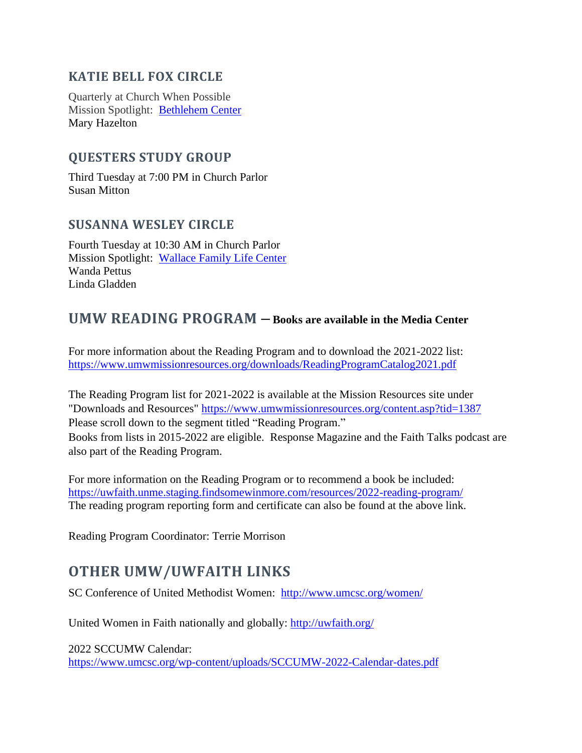## KATIE BELL FOX CIRCLE

Quarterly at Church When Possible
Mission Spotlight: [Bethlehem Center]()
Mary Hazelton

## QUESTERS STUDY GROUP

Third Tuesday at 7:00 PM in Church Parlor
Susan Mitton

## SUSANNA WESLEY CIRCLE

Fourth Tuesday at 10:30 AM in Church Parlor
Mission Spotlight: [Wallace Family Life Center]()
Wanda Pettus
Linda Gladden

## UMW READING PROGRAM – **Books are available in the Media Center**

For more information about the Reading Program and to download the 2021-2022 list:
https://www.umwmissionresources.org/downloads/ReadingProgramCatalog2021.pdf

The Reading Program list for 2021-2022 is available at the Mission Resources site under "Downloads and Resources" https://www.umwmissionresources.org/content.asp?tid=1387
Please scroll down to the segment titled "Reading Program."
Books from lists in 2015-2022 are eligible. Response Magazine and the Faith Talks podcast are also part of the Reading Program.

For more information on the Reading Program or to recommend a book be included:
https://uwfaith.unme.staging.findsomewinmore.com/resources/2022-reading-program/
The reading program reporting form and certificate can also be found at the above link.

Reading Program Coordinator: Terrie Morrison

## OTHER UMW/UWFAITH LINKS

SC Conference of United Methodist Women: http://www.umcsc.org/women/

United Women in Faith nationally and globally: http://uwfaith.org/

2022 SCCUMW Calendar:
https://www.umcsc.org/wp-content/uploads/SCCUMW-2022-Calendar-dates.pdf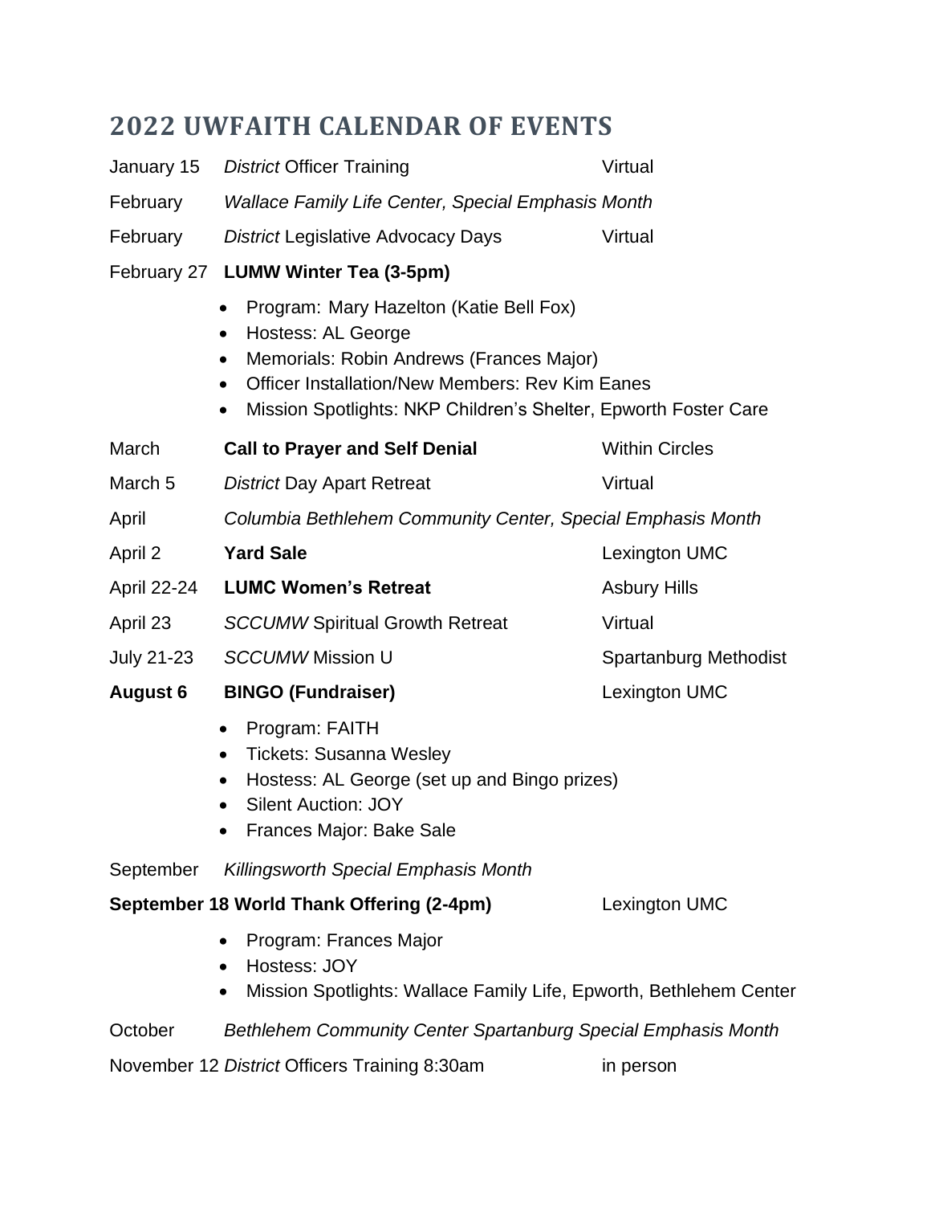## 2022 UWFAITH CALENDAR OF EVENTS

| | | |
|---|---|---|
| January 15 | *District* Officer Training | Virtual |
| February | *Wallace Family Life Center, Special Emphasis Month* | |
| February | *District* Legislative Advocacy Days | Virtual |
| February 27 | **LUMW Winter Tea (3-5pm)** | |

- Program: Mary Hazelton (Katie Bell Fox)
- Hostess: AL George
- Memorials: Robin Andrews (Frances Major)
- Officer Installation/New Members: Rev Kim Eanes
- Mission Spotlights: NKP Children's Shelter, Epworth Foster Care

| | | |
|---|---|---|
| March | **Call to Prayer and Self Denial** | Within Circles |
| March 5 | *District* Day Apart Retreat | Virtual |
| April | *Columbia Bethlehem Community Center, Special Emphasis Month* | |
| April 2 | **Yard Sale** | Lexington UMC |
| April 22-24 | **LUMC Women's Retreat** | Asbury Hills |
| April 23 | *SCCUMW* Spiritual Growth Retreat | Virtual |
| July 21-23 | *SCCUMW* Mission U | Spartanburg Methodist |
| **August 6** | **BINGO (Fundraiser)** | Lexington UMC |

- Program: FAITH
- Tickets: Susanna Wesley
- Hostess: AL George (set up and Bingo prizes)
- Silent Auction: JOY
- Frances Major: Bake Sale

September *Killingsworth Special Emphasis Month*

**September 18 World Thank Offering (2-4pm)** Lexington UMC

- Program: Frances Major
- Hostess: JOY
- Mission Spotlights: Wallace Family Life, Epworth, Bethlehem Center

October *Bethlehem Community Center Spartanburg Special Emphasis Month*

November 12 *District* Officers Training 8:30am in person